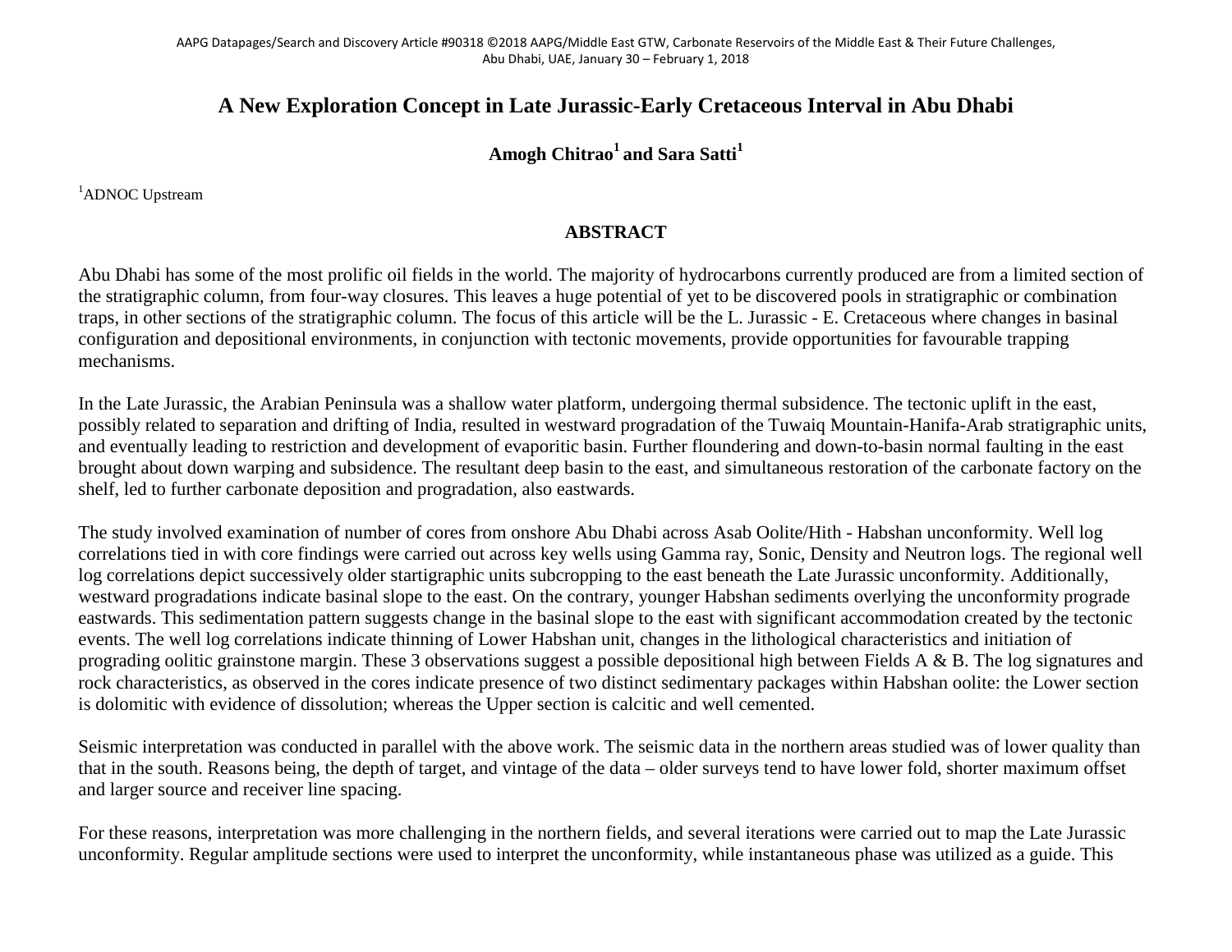# A New Exploration Concept in Late Jurassic-Early Cretaceous Interval in Abu Dhabi

**Amogh Chitrao[1] and Sara Satti[1]**

[1]ADNOC Upstream

## ABSTRACT

Abu Dhabi has some of the most prolific oil fields in the world. The majority of hydrocarbons currently produced are from a limited section of the stratigraphic column, from four-way closures. This leaves a huge potential of yet to be discovered pools in stratigraphic or combination traps, in other sections of the stratigraphic column. The focus of this article will be the L. Jurassic - E. Cretaceous where changes in basinal configuration and depositional environments, in conjunction with tectonic movements, provide opportunities for favourable trapping mechanisms.

In the Late Jurassic, the Arabian Peninsula was a shallow water platform, undergoing thermal subsidence. The tectonic uplift in the east, possibly related to separation and drifting of India, resulted in westward progradation of the Tuwaiq Mountain-Hanifa-Arab stratigraphic units, and eventually leading to restriction and development of evaporitic basin. Further floundering and down-to-basin normal faulting in the east brought about down warping and subsidence. The resultant deep basin to the east, and simultaneous restoration of the carbonate factory on the shelf, led to further carbonate deposition and progradation, also eastwards.

The study involved examination of number of cores from onshore Abu Dhabi across Asab Oolite/Hith - Habshan unconformity. Well log correlations tied in with core findings were carried out across key wells using Gamma ray, Sonic, Density and Neutron logs. The regional well log correlations depict successively older startigraphic units subcropping to the east beneath the Late Jurassic unconformity. Additionally, westward progradations indicate basinal slope to the east. On the contrary, younger Habshan sediments overlying the unconformity prograde eastwards. This sedimentation pattern suggests change in the basinal slope to the east with significant accommodation created by the tectonic events. The well log correlations indicate thinning of Lower Habshan unit, changes in the lithological characteristics and initiation of prograding oolitic grainstone margin. These 3 observations suggest a possible depositional high between Fields A & B. The log signatures and rock characteristics, as observed in the cores indicate presence of two distinct sedimentary packages within Habshan oolite: the Lower section is dolomitic with evidence of dissolution; whereas the Upper section is calcitic and well cemented.

Seismic interpretation was conducted in parallel with the above work. The seismic data in the northern areas studied was of lower quality than that in the south. Reasons being, the depth of target, and vintage of the data – older surveys tend to have lower fold, shorter maximum offset and larger source and receiver line spacing.

For these reasons, interpretation was more challenging in the northern fields, and several iterations were carried out to map the Late Jurassic unconformity. Regular amplitude sections were used to interpret the unconformity, while instantaneous phase was utilized as a guide. This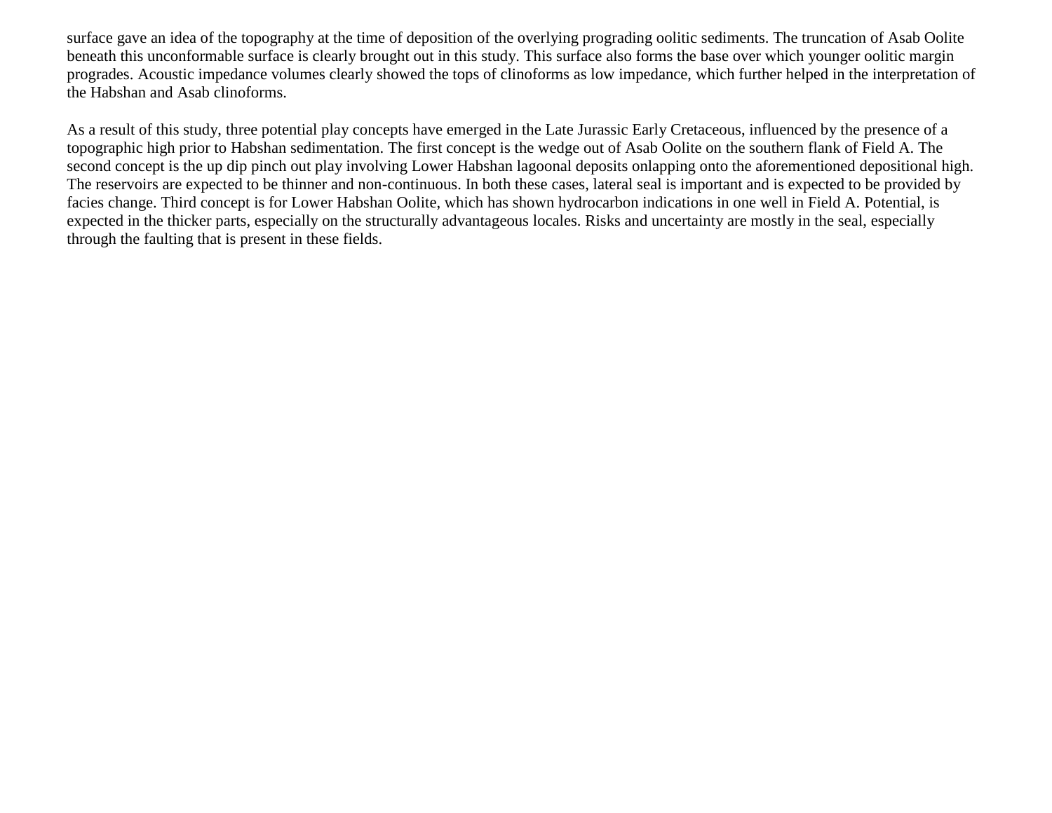surface gave an idea of the topography at the time of deposition of the overlying prograding oolitic sediments. The truncation of Asab Oolite beneath this unconformable surface is clearly brought out in this study. This surface also forms the base over which younger oolitic margin progrades. Acoustic impedance volumes clearly showed the tops of clinoforms as low impedance, which further helped in the interpretation of the Habshan and Asab clinoforms.

As a result of this study, three potential play concepts have emerged in the Late Jurassic Early Cretaceous, influenced by the presence of a topographic high prior to Habshan sedimentation. The first concept is the wedge out of Asab Oolite on the southern flank of Field A. The second concept is the up dip pinch out play involving Lower Habshan lagoonal deposits onlapping onto the aforementioned depositional high. The reservoirs are expected to be thinner and non-continuous. In both these cases, lateral seal is important and is expected to be provided by facies change. Third concept is for Lower Habshan Oolite, which has shown hydrocarbon indications in one well in Field A. Potential, is expected in the thicker parts, especially on the structurally advantageous locales. Risks and uncertainty are mostly in the seal, especially through the faulting that is present in these fields.